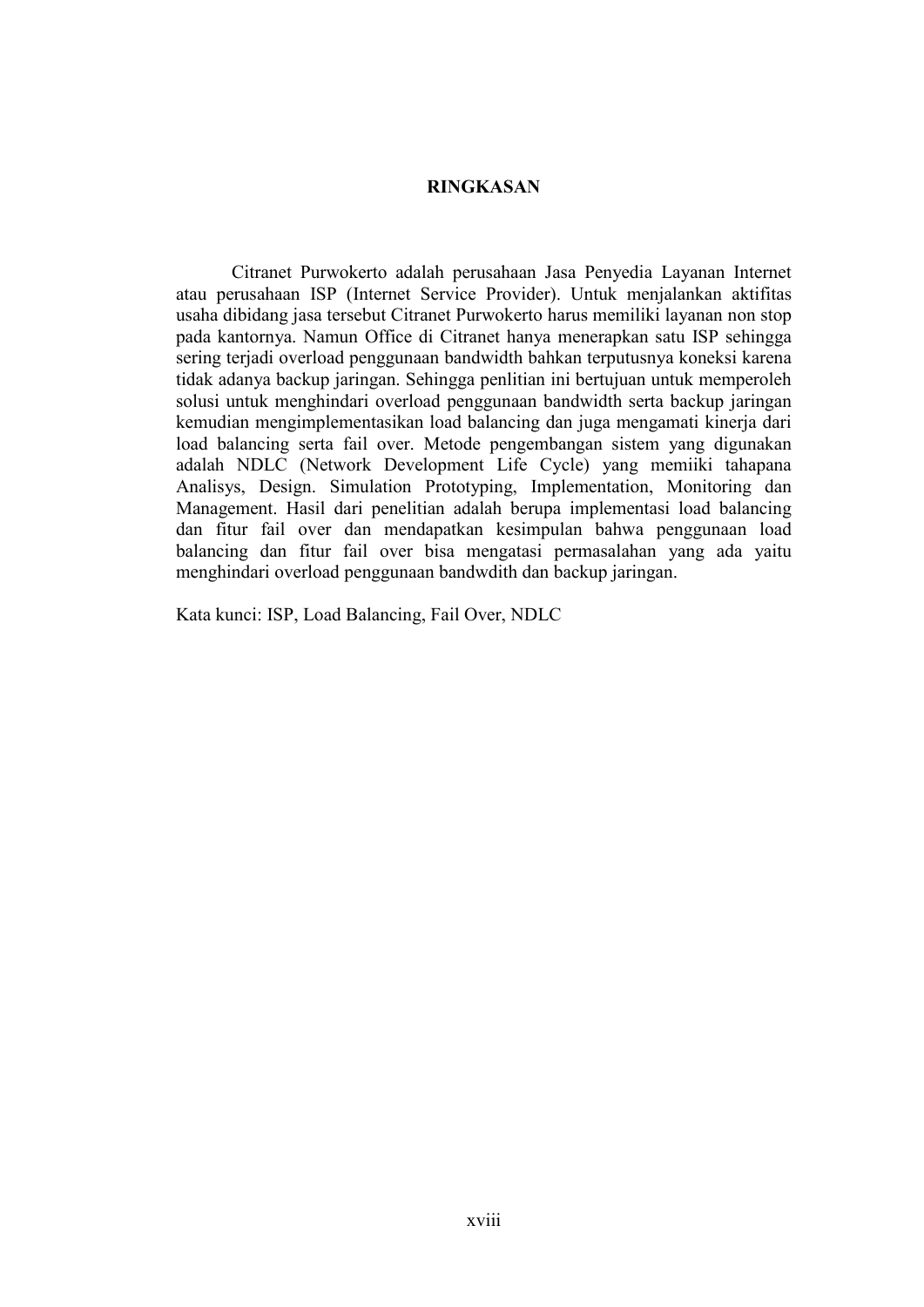# RINGKASAN

Citranet Purwokerto adalah perusahaan Jasa Penyedia Layanan Internet atau perusahaan ISP (Internet Service Provider). Untuk menjalankan aktifitas usaha dibidang jasa tersebut Citranet Purwokerto harus memiliki layanan non stop pada kantornya. Namun Office di Citranet hanya menerapkan satu ISP sehingga sering terjadi overload penggunaan bandwidth bahkan terputusnya koneksi karena tidak adanya backup jaringan. Sehingga penlitian ini bertujuan untuk memperoleh solusi untuk menghindari overload penggunaan bandwidth serta backup jaringan kemudian mengimplementasikan load balancing dan juga mengamati kinerja dari load balancing serta fail over. Metode pengembangan sistem yang digunakan adalah NDLC (Network Development Life Cycle) yang memiiki tahapana Analisys, Design. Simulation Prototyping, Implementation, Monitoring dan Management. Hasil dari penelitian adalah berupa implementasi load balancing dan fitur fail over dan mendapatkan kesimpulan bahwa penggunaan load balancing dan fitur fail over bisa mengatasi permasalahan yang ada yaitu menghindari overload penggunaan bandwdith dan backup jaringan.

Kata kunci: ISP, Load Balancing, Fail Over, NDLC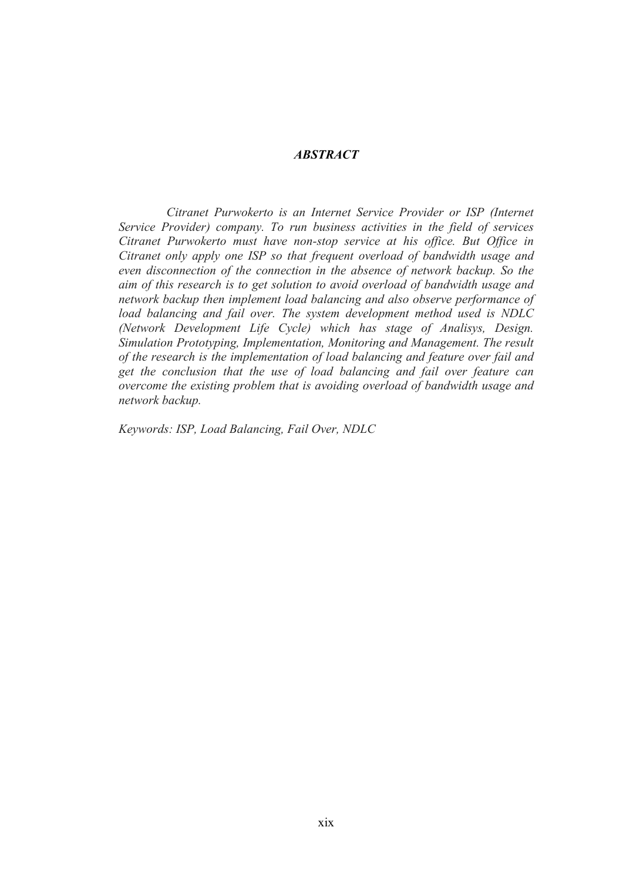# *ABSTRACT*

*Citranet Purwokerto is an Internet Service Provider or ISP (Internet Service Provider) company. To run business activities in the field of services Citranet Purwokerto must have non-stop service at his office. But Office in Citranet only apply one ISP so that frequent overload of bandwidth usage and even disconnection of the connection in the absence of network backup. So the aim of this research is to get solution to avoid overload of bandwidth usage and network backup then implement load balancing and also observe performance of load balancing and fail over. The system development method used is NDLC (Network Development Life Cycle) which has stage of Analisys, Design. Simulation Prototyping, Implementation, Monitoring and Management. The result of the research is the implementation of load balancing and feature over fail and get the conclusion that the use of load balancing and fail over feature can overcome the existing problem that is avoiding overload of bandwidth usage and network backup.*

*Keywords: ISP, Load Balancing, Fail Over, NDLC*